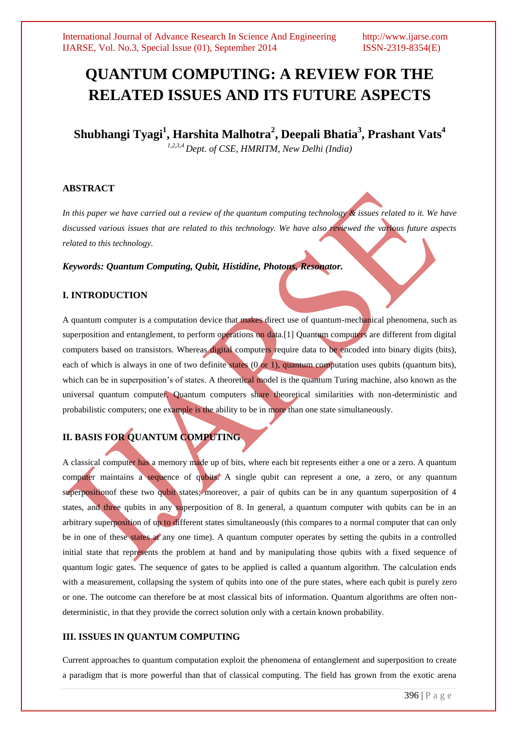# QUANTUM COMPUTING: A REVIEW FOR THE RELATED ISSUES AND ITS FUTURE ASPECTS

**Shubhangi Tyagi[1], Harshita Malhotra[2], Deepali Bhatia[3], Prashant Vats[4]**

*[1,2,3,4] Dept. of CSE, HMRITM, New Delhi (India)*

## ABSTRACT

*In this paper we have carried out a review of the quantum computing technology & issues related to it. We have discussed various issues that are related to this technology. We have also reviewed the various future aspects related to this technology.*

***Keywords: Quantum Computing, Qubit, Histidine, Photons, Resonator.***

## I. INTRODUCTION

A quantum computer is a computation device that makes direct use of quantum-mechanical phenomena, such as superposition and entanglement, to perform operations on data.[1] Quantum computers are different from digital computers based on transistors. Whereas digital computers require data to be encoded into binary digits (bits), each of which is always in one of two definite states (0 or 1), quantum computation uses qubits (quantum bits), which can be in superposition's of states. A theoretical model is the quantum Turing machine, also known as the universal quantum computer. Quantum computers share theoretical similarities with non-deterministic and probabilistic computers; one example is the ability to be in more than one state simultaneously.

## II. BASIS FOR QUANTUM COMPUTING

A classical computer has a memory made up of bits, where each bit represents either a one or a zero. A quantum computer maintains a sequence of qubits. A single qubit can represent a one, a zero, or any quantum superpositionof these two qubit states; moreover, a pair of qubits can be in any quantum superposition of 4 states, and three qubits in any superposition of 8. In general, a quantum computer with qubits can be in an arbitrary superposition of up to different states simultaneously (this compares to a normal computer that can only be in one of these states at any one time). A quantum computer operates by setting the qubits in a controlled initial state that represents the problem at hand and by manipulating those qubits with a fixed sequence of quantum logic gates. The sequence of gates to be applied is called a quantum algorithm. The calculation ends with a measurement, collapsing the system of qubits into one of the pure states, where each qubit is purely zero or one. The outcome can therefore be at most classical bits of information. Quantum algorithms are often non-deterministic, in that they provide the correct solution only with a certain known probability.

## III. ISSUES IN QUANTUM COMPUTING

Current approaches to quantum computation exploit the phenomena of entanglement and superposition to create a paradigm that is more powerful than that of classical computing. The field has grown from the exotic arena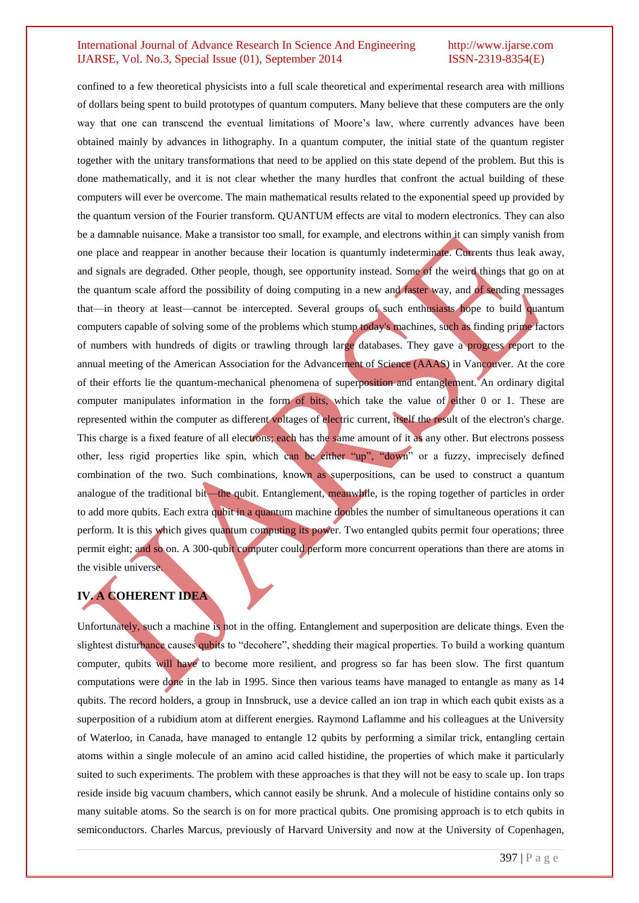confined to a few theoretical physicists into a full scale theoretical and experimental research area with millions of dollars being spent to build prototypes of quantum computers. Many believe that these computers are the only way that one can transcend the eventual limitations of Moore's law, where currently advances have been obtained mainly by advances in lithography. In a quantum computer, the initial state of the quantum register together with the unitary transformations that need to be applied on this state depend of the problem. But this is done mathematically, and it is not clear whether the many hurdles that confront the actual building of these computers will ever be overcome. The main mathematical results related to the exponential speed up provided by the quantum version of the Fourier transform. QUANTUM effects are vital to modern electronics. They can also be a damnable nuisance. Make a transistor too small, for example, and electrons within it can simply vanish from one place and reappear in another because their location is quantumly indeterminate. Currents thus leak away, and signals are degraded. Other people, though, see opportunity instead. Some of the weird things that go on at the quantum scale afford the possibility of doing computing in a new and faster way, and of sending messages that—in theory at least—cannot be intercepted. Several groups of such enthusiasts hope to build quantum computers capable of solving some of the problems which stump today's machines, such as finding prime factors of numbers with hundreds of digits or trawling through large databases. They gave a progress report to the annual meeting of the American Association for the Advancement of Science (AAAS) in Vancouver. At the core of their efforts lie the quantum-mechanical phenomena of superposition and entanglement. An ordinary digital computer manipulates information in the form of bits, which take the value of either 0 or 1. These are represented within the computer as different voltages of electric current, itself the result of the electron's charge. This charge is a fixed feature of all electrons; each has the same amount of it as any other. But electrons possess other, less rigid properties like spin, which can be either "up", "down" or a fuzzy, imprecisely defined combination of the two. Such combinations, known as superpositions, can be used to construct a quantum analogue of the traditional bit—the qubit. Entanglement, meanwhile, is the roping together of particles in order to add more qubits. Each extra qubit in a quantum machine doubles the number of simultaneous operations it can perform. It is this which gives quantum computing its power. Two entangled qubits permit four operations; three permit eight; and so on. A 300-qubit computer could perform more concurrent operations than there are atoms in the visible universe.

## IV. A COHERENT IDEA

Unfortunately, such a machine is not in the offing. Entanglement and superposition are delicate things. Even the slightest disturbance causes qubits to "decohere", shedding their magical properties. To build a working quantum computer, qubits will have to become more resilient, and progress so far has been slow. The first quantum computations were done in the lab in 1995. Since then various teams have managed to entangle as many as 14 qubits. The record holders, a group in Innsbruck, use a device called an ion trap in which each qubit exists as a superposition of a rubidium atom at different energies. Raymond Laflamme and his colleagues at the University of Waterloo, in Canada, have managed to entangle 12 qubits by performing a similar trick, entangling certain atoms within a single molecule of an amino acid called histidine, the properties of which make it particularly suited to such experiments. The problem with these approaches is that they will not be easy to scale up. Ion traps reside inside big vacuum chambers, which cannot easily be shrunk. And a molecule of histidine contains only so many suitable atoms. So the search is on for more practical qubits. One promising approach is to etch qubits in semiconductors. Charles Marcus, previously of Harvard University and now at the University of Copenhagen,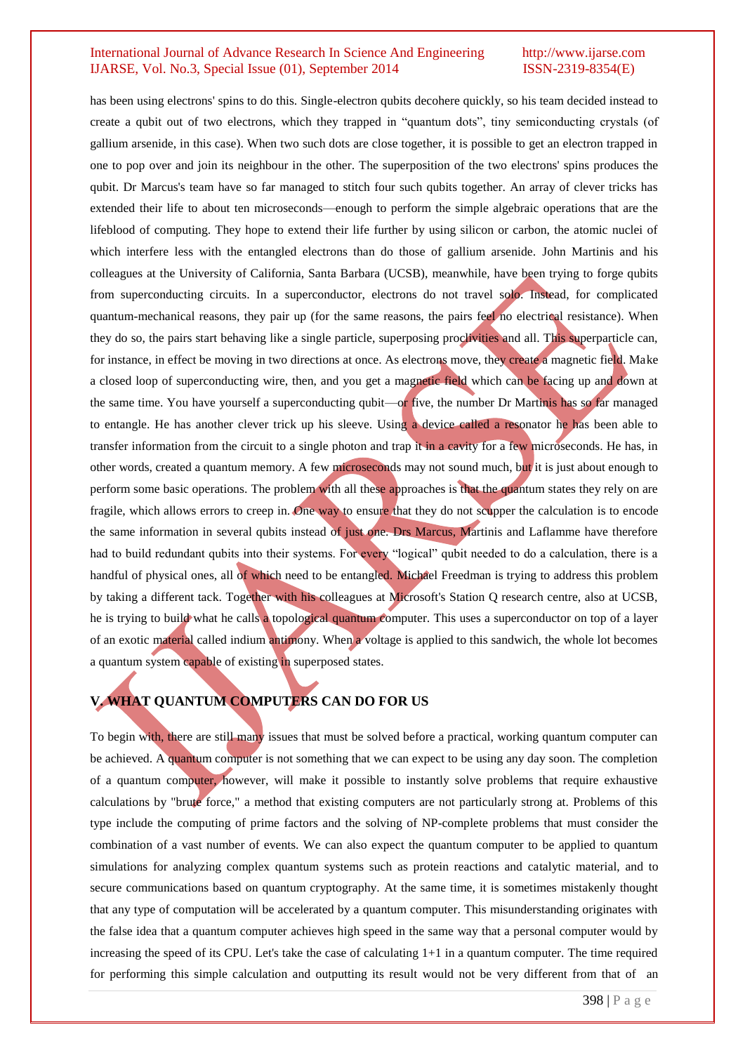has been using electrons' spins to do this. Single-electron qubits decohere quickly, so his team decided instead to create a qubit out of two electrons, which they trapped in "quantum dots", tiny semiconducting crystals (of gallium arsenide, in this case). When two such dots are close together, it is possible to get an electron trapped in one to pop over and join its neighbour in the other. The superposition of the two electrons' spins produces the qubit. Dr Marcus's team have so far managed to stitch four such qubits together. An array of clever tricks has extended their life to about ten microseconds—enough to perform the simple algebraic operations that are the lifeblood of computing. They hope to extend their life further by using silicon or carbon, the atomic nuclei of which interfere less with the entangled electrons than do those of gallium arsenide. John Martinis and his colleagues at the University of California, Santa Barbara (UCSB), meanwhile, have been trying to forge qubits from superconducting circuits. In a superconductor, electrons do not travel solo. Instead, for complicated quantum-mechanical reasons, they pair up (for the same reasons, the pairs feel no electrical resistance). When they do so, the pairs start behaving like a single particle, superposing proclivities and all. This superparticle can, for instance, in effect be moving in two directions at once. As electrons move, they create a magnetic field. Make a closed loop of superconducting wire, then, and you get a magnetic field which can be facing up and down at the same time. You have yourself a superconducting qubit—or five, the number Dr Martinis has so far managed to entangle. He has another clever trick up his sleeve. Using a device called a resonator he has been able to transfer information from the circuit to a single photon and trap it in a cavity for a few microseconds. He has, in other words, created a quantum memory. A few microseconds may not sound much, but it is just about enough to perform some basic operations. The problem with all these approaches is that the quantum states they rely on are fragile, which allows errors to creep in. One way to ensure that they do not scupper the calculation is to encode the same information in several qubits instead of just one. Drs Marcus, Martinis and Laflamme have therefore had to build redundant qubits into their systems. For every "logical" qubit needed to do a calculation, there is a handful of physical ones, all of which need to be entangled. Michael Freedman is trying to address this problem by taking a different tack. Together with his colleagues at Microsoft's Station Q research centre, also at UCSB, he is trying to build what he calls a topological quantum computer. This uses a superconductor on top of a layer of an exotic material called indium antimony. When a voltage is applied to this sandwich, the whole lot becomes a quantum system capable of existing in superposed states.

## V. WHAT QUANTUM COMPUTERS CAN DO FOR US

To begin with, there are still many issues that must be solved before a practical, working quantum computer can be achieved. A quantum computer is not something that we can expect to be using any day soon. The completion of a quantum computer, however, will make it possible to instantly solve problems that require exhaustive calculations by "brute force," a method that existing computers are not particularly strong at. Problems of this type include the computing of prime factors and the solving of NP-complete problems that must consider the combination of a vast number of events. We can also expect the quantum computer to be applied to quantum simulations for analyzing complex quantum systems such as protein reactions and catalytic material, and to secure communications based on quantum cryptography. At the same time, it is sometimes mistakenly thought that any type of computation will be accelerated by a quantum computer. This misunderstanding originates with the false idea that a quantum computer achieves high speed in the same way that a personal computer would by increasing the speed of its CPU. Let's take the case of calculating 1+1 in a quantum computer. The time required for performing this simple calculation and outputting its result would not be very different from that of an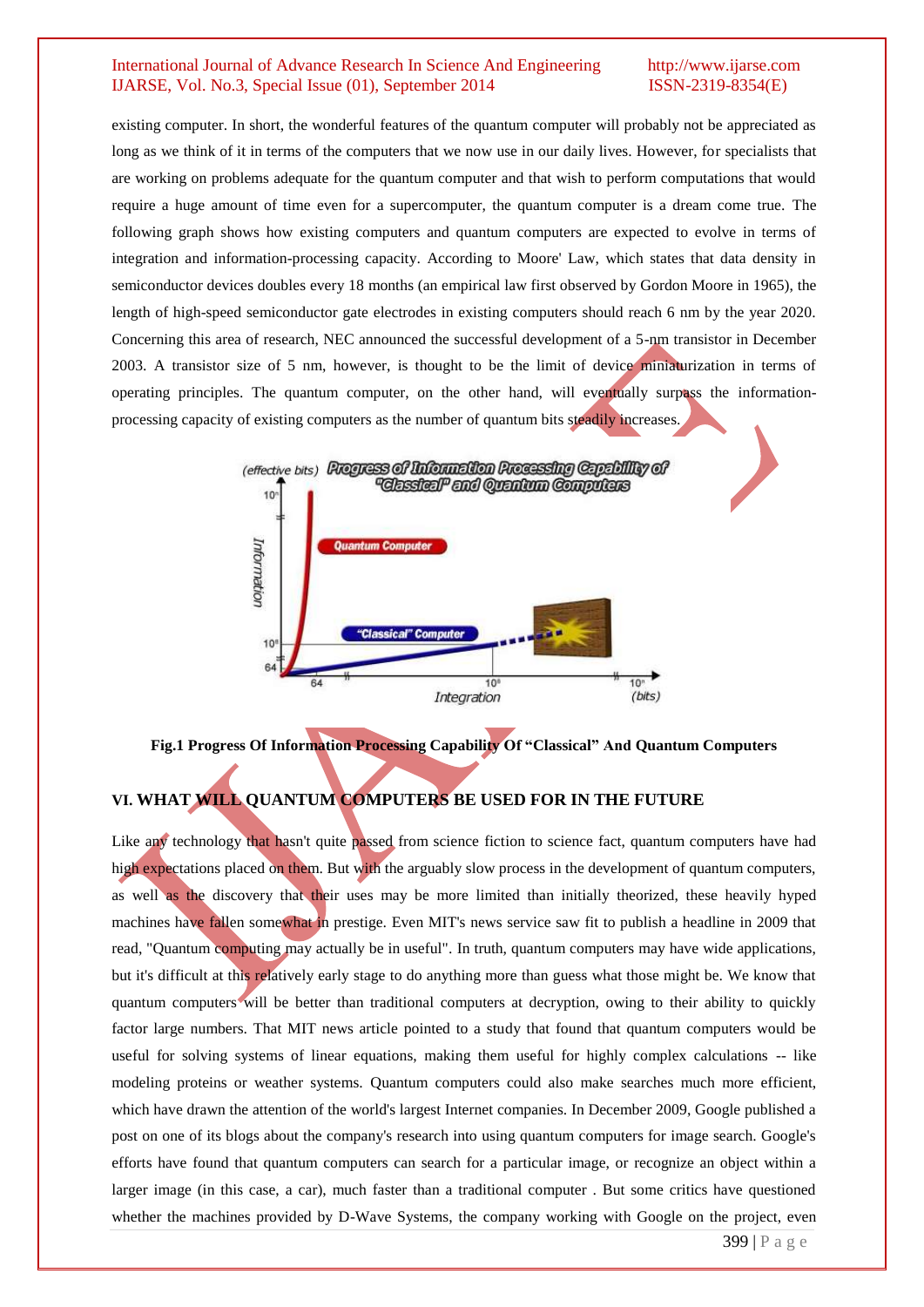existing computer. In short, the wonderful features of the quantum computer will probably not be appreciated as long as we think of it in terms of the computers that we now use in our daily lives. However, for specialists that are working on problems adequate for the quantum computer and that wish to perform computations that would require a huge amount of time even for a supercomputer, the quantum computer is a dream come true. The following graph shows how existing computers and quantum computers are expected to evolve in terms of integration and information-processing capacity. According to Moore' Law, which states that data density in semiconductor devices doubles every 18 months (an empirical law first observed by Gordon Moore in 1965), the length of high-speed semiconductor gate electrodes in existing computers should reach 6 nm by the year 2020. Concerning this area of research, NEC announced the successful development of a 5-nm transistor in December 2003. A transistor size of 5 nm, however, is thought to be the limit of device miniaturization in terms of operating principles. The quantum computer, on the other hand, will eventually surpass the information-processing capacity of existing computers as the number of quantum bits steadily increases.

**Fig.1 Progress Of Information Processing Capability Of "Classical" And Quantum Computers**

## VI. WHAT WILL QUANTUM COMPUTERS BE USED FOR IN THE FUTURE

Like any technology that hasn't quite passed from science fiction to science fact, quantum computers have had high expectations placed on them. But with the arguably slow process in the development of quantum computers, as well as the discovery that their uses may be more limited than initially theorized, these heavily hyped machines have fallen somewhat in prestige. Even MIT's news service saw fit to publish a headline in 2009 that read, "Quantum computing may actually be in useful". In truth, quantum computers may have wide applications, but it's difficult at this relatively early stage to do anything more than guess what those might be. We know that quantum computers will be better than traditional computers at decryption, owing to their ability to quickly factor large numbers. That MIT news article pointed to a study that found that quantum computers would be useful for solving systems of linear equations, making them useful for highly complex calculations -- like modeling proteins or weather systems. Quantum computers could also make searches much more efficient, which have drawn the attention of the world's largest Internet companies. In December 2009, Google published a post on one of its blogs about the company's research into using quantum computers for image search. Google's efforts have found that quantum computers can search for a particular image, or recognize an object within a larger image (in this case, a car), much faster than a traditional computer . But some critics have questioned whether the machines provided by D-Wave Systems, the company working with Google on the project, even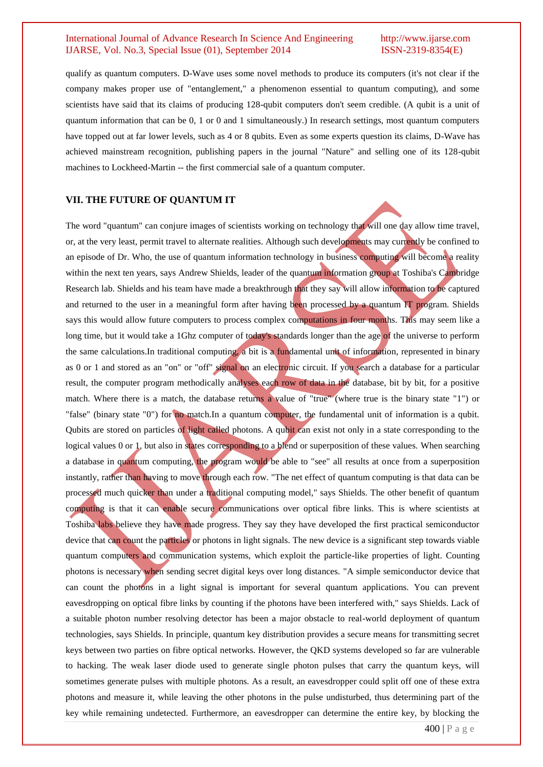qualify as quantum computers. D-Wave uses some novel methods to produce its computers (it's not clear if the company makes proper use of "entanglement," a phenomenon essential to quantum computing), and some scientists have said that its claims of producing 128-qubit computers don't seem credible. (A qubit is a unit of quantum information that can be 0, 1 or 0 and 1 simultaneously.) In research settings, most quantum computers have topped out at far lower levels, such as 4 or 8 qubits. Even as some experts question its claims, D-Wave has achieved mainstream recognition, publishing papers in the journal "Nature" and selling one of its 128-qubit machines to Lockheed-Martin -- the first commercial sale of a quantum computer.

## VII. THE FUTURE OF QUANTUM IT

The word "quantum" can conjure images of scientists working on technology that will one day allow time travel, or, at the very least, permit travel to alternate realities. Although such developments may currently be confined to an episode of Dr. Who, the use of quantum information technology in business computing will become a reality within the next ten years, says Andrew Shields, leader of the quantum information group at Toshiba's Cambridge Research lab. Shields and his team have made a breakthrough that they say will allow information to be captured and returned to the user in a meaningful form after having been processed by a quantum IT program. Shields says this would allow future computers to process complex computations in four months. This may seem like a long time, but it would take a 1Ghz computer of today's standards longer than the age of the universe to perform the same calculations.In traditional computing, a bit is a fundamental unit of information, represented in binary as 0 or 1 and stored as an "on" or "off" signal on an electronic circuit. If you search a database for a particular result, the computer program methodically analyses each row of data in the database, bit by bit, for a positive match. Where there is a match, the database returns a value of "true" (where true is the binary state "1") or "false" (binary state "0") for no match.In a quantum computer, the fundamental unit of information is a qubit. Qubits are stored on particles of light called photons. A qubit can exist not only in a state corresponding to the logical values 0 or 1, but also in states corresponding to a blend or superposition of these values. When searching a database in quantum computing, the program would be able to "see" all results at once from a superposition instantly, rather than having to move through each row. "The net effect of quantum computing is that data can be processed much quicker than under a traditional computing model," says Shields. The other benefit of quantum computing is that it can enable secure communications over optical fibre links. This is where scientists at Toshiba labs believe they have made progress. They say they have developed the first practical semiconductor device that can count the particles or photons in light signals. The new device is a significant step towards viable quantum computers and communication systems, which exploit the particle-like properties of light. Counting photons is necessary when sending secret digital keys over long distances. "A simple semiconductor device that can count the photons in a light signal is important for several quantum applications. You can prevent eavesdropping on optical fibre links by counting if the photons have been interfered with," says Shields. Lack of a suitable photon number resolving detector has been a major obstacle to real-world deployment of quantum technologies, says Shields. In principle, quantum key distribution provides a secure means for transmitting secret keys between two parties on fibre optical networks. However, the QKD systems developed so far are vulnerable to hacking. The weak laser diode used to generate single photon pulses that carry the quantum keys, will sometimes generate pulses with multiple photons. As a result, an eavesdropper could split off one of these extra photons and measure it, while leaving the other photons in the pulse undisturbed, thus determining part of the key while remaining undetected. Furthermore, an eavesdropper can determine the entire key, by blocking the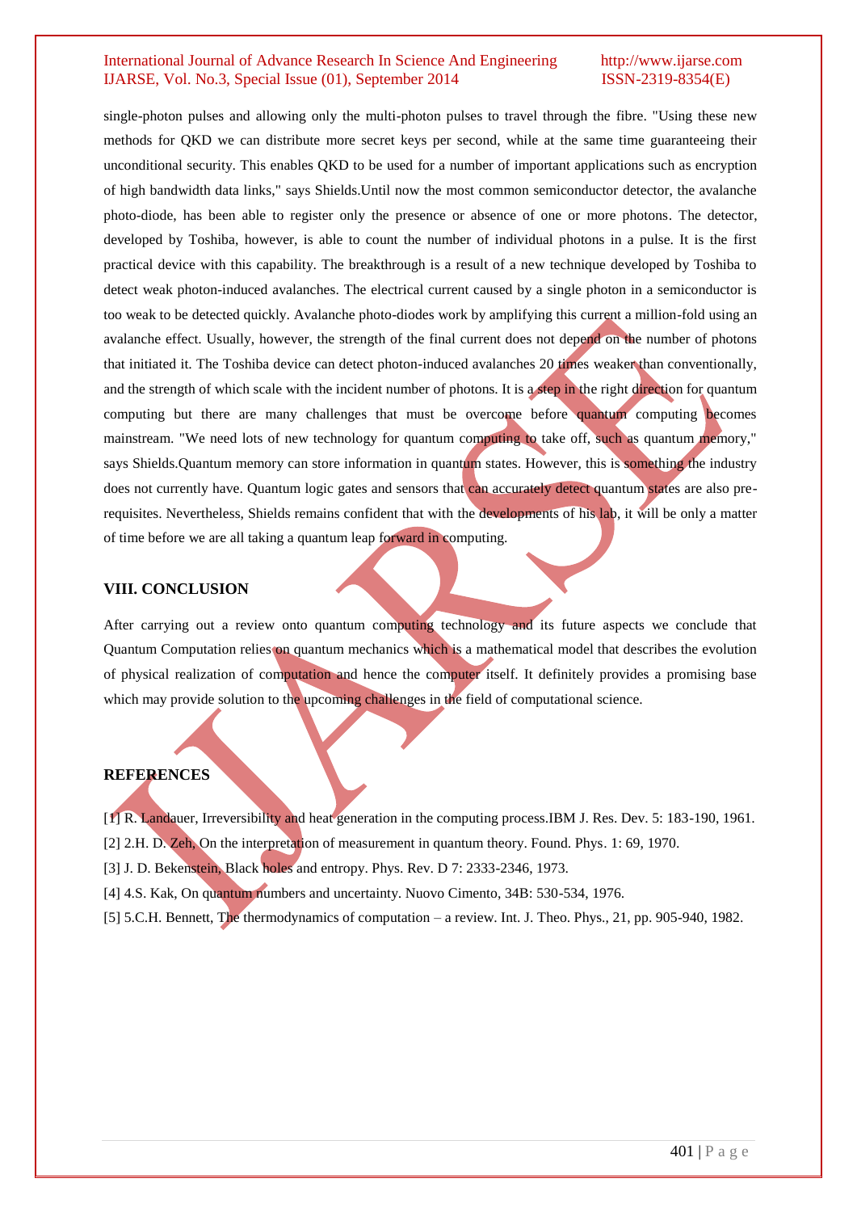single-photon pulses and allowing only the multi-photon pulses to travel through the fibre. "Using these new methods for QKD we can distribute more secret keys per second, while at the same time guaranteeing their unconditional security. This enables QKD to be used for a number of important applications such as encryption of high bandwidth data links," says Shields.Until now the most common semiconductor detector, the avalanche photo-diode, has been able to register only the presence or absence of one or more photons. The detector, developed by Toshiba, however, is able to count the number of individual photons in a pulse. It is the first practical device with this capability. The breakthrough is a result of a new technique developed by Toshiba to detect weak photon-induced avalanches. The electrical current caused by a single photon in a semiconductor is too weak to be detected quickly. Avalanche photo-diodes work by amplifying this current a million-fold using an avalanche effect. Usually, however, the strength of the final current does not depend on the number of photons that initiated it. The Toshiba device can detect photon-induced avalanches 20 times weaker than conventionally, and the strength of which scale with the incident number of photons. It is a step in the right direction for quantum computing but there are many challenges that must be overcome before quantum computing becomes mainstream. "We need lots of new technology for quantum computing to take off, such as quantum memory," says Shields.Quantum memory can store information in quantum states. However, this is something the industry does not currently have. Quantum logic gates and sensors that can accurately detect quantum states are also pre-requisites. Nevertheless, Shields remains confident that with the developments of his lab, it will be only a matter of time before we are all taking a quantum leap forward in computing.

## VIII. CONCLUSION

After carrying out a review onto quantum computing technology and its future aspects we conclude that Quantum Computation relies on quantum mechanics which is a mathematical model that describes the evolution of physical realization of computation and hence the computer itself. It definitely provides a promising base which may provide solution to the upcoming challenges in the field of computational science.

## REFERENCES

[1] R. Landauer, Irreversibility and heat generation in the computing process.IBM J. Res. Dev. 5: 183-190, 1961.

[2] 2.H. D. Zeh, On the interpretation of measurement in quantum theory. Found. Phys. 1: 69, 1970.

[3] J. D. Bekenstein, Black holes and entropy. Phys. Rev. D 7: 2333-2346, 1973.

[4] 4.S. Kak, On quantum numbers and uncertainty. Nuovo Cimento, 34B: 530-534, 1976.

[5] 5.C.H. Bennett, The thermodynamics of computation – a review. Int. J. Theo. Phys., 21, pp. 905-940, 1982.